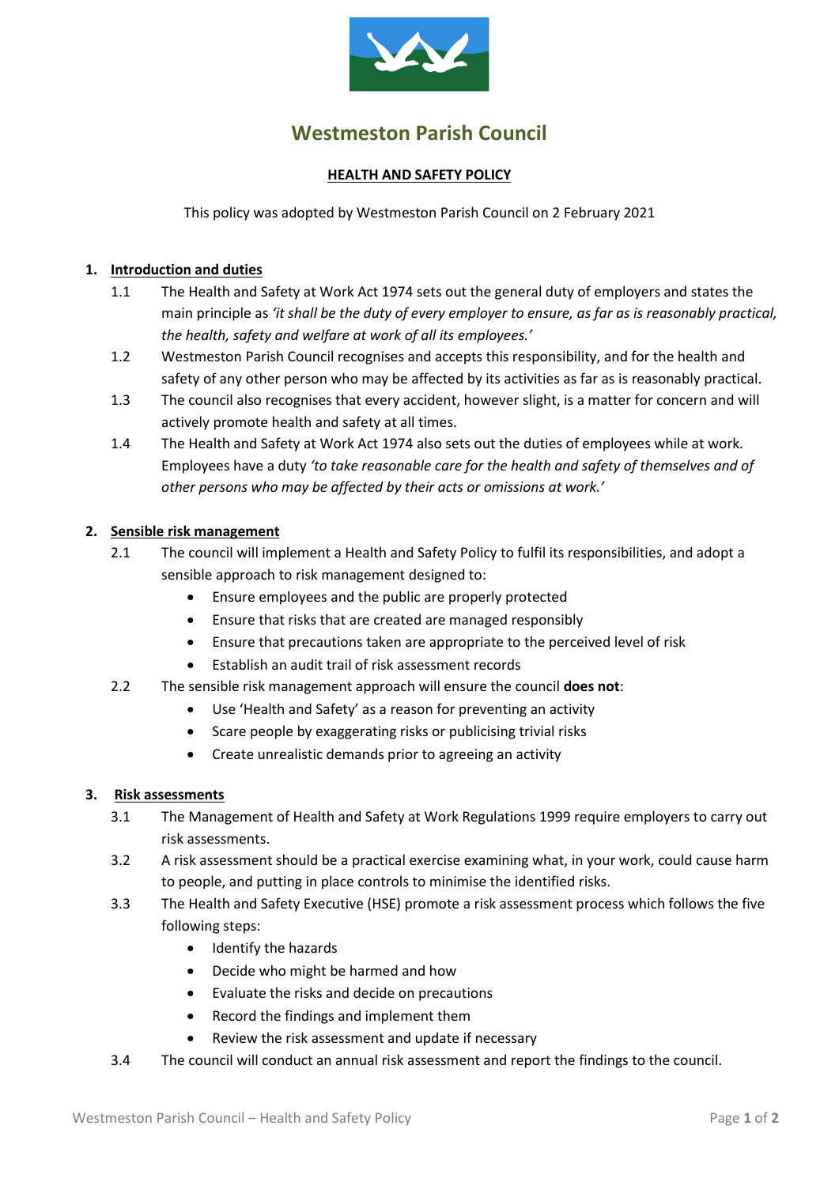# Westmeston Parish Council

## HEALTH AND SAFETY POLICY

This policy was adopted by Westmeston Parish Council on 2 February 2021

### 1. Introduction and duties

1.1 The Health and Safety at Work Act 1974 sets out the general duty of employers and states the main principle as *'it shall be the duty of every employer to ensure, as far as is reasonably practical, the health, safety and welfare at work of all its employees.'*

1.2 Westmeston Parish Council recognises and accepts this responsibility, and for the health and safety of any other person who may be affected by its activities as far as is reasonably practical.

1.3 The council also recognises that every accident, however slight, is a matter for concern and will actively promote health and safety at all times.

1.4 The Health and Safety at Work Act 1974 also sets out the duties of employees while at work. Employees have a duty *'to take reasonable care for the health and safety of themselves and of other persons who may be affected by their acts or omissions at work.'*

### 2. Sensible risk management

2.1 The council will implement a Health and Safety Policy to fulfil its responsibilities, and adopt a sensible approach to risk management designed to:

- Ensure employees and the public are properly protected
- Ensure that risks that are created are managed responsibly
- Ensure that precautions taken are appropriate to the perceived level of risk
- Establish an audit trail of risk assessment records

2.2 The sensible risk management approach will ensure the council **does not**:

- Use 'Health and Safety' as a reason for preventing an activity
- Scare people by exaggerating risks or publicising trivial risks
- Create unrealistic demands prior to agreeing an activity

### 3. Risk assessments

3.1 The Management of Health and Safety at Work Regulations 1999 require employers to carry out risk assessments.

3.2 A risk assessment should be a practical exercise examining what, in your work, could cause harm to people, and putting in place controls to minimise the identified risks.

3.3 The Health and Safety Executive (HSE) promote a risk assessment process which follows the five following steps:

- Identify the hazards
- Decide who might be harmed and how
- Evaluate the risks and decide on precautions
- Record the findings and implement them
- Review the risk assessment and update if necessary

3.4 The council will conduct an annual risk assessment and report the findings to the council.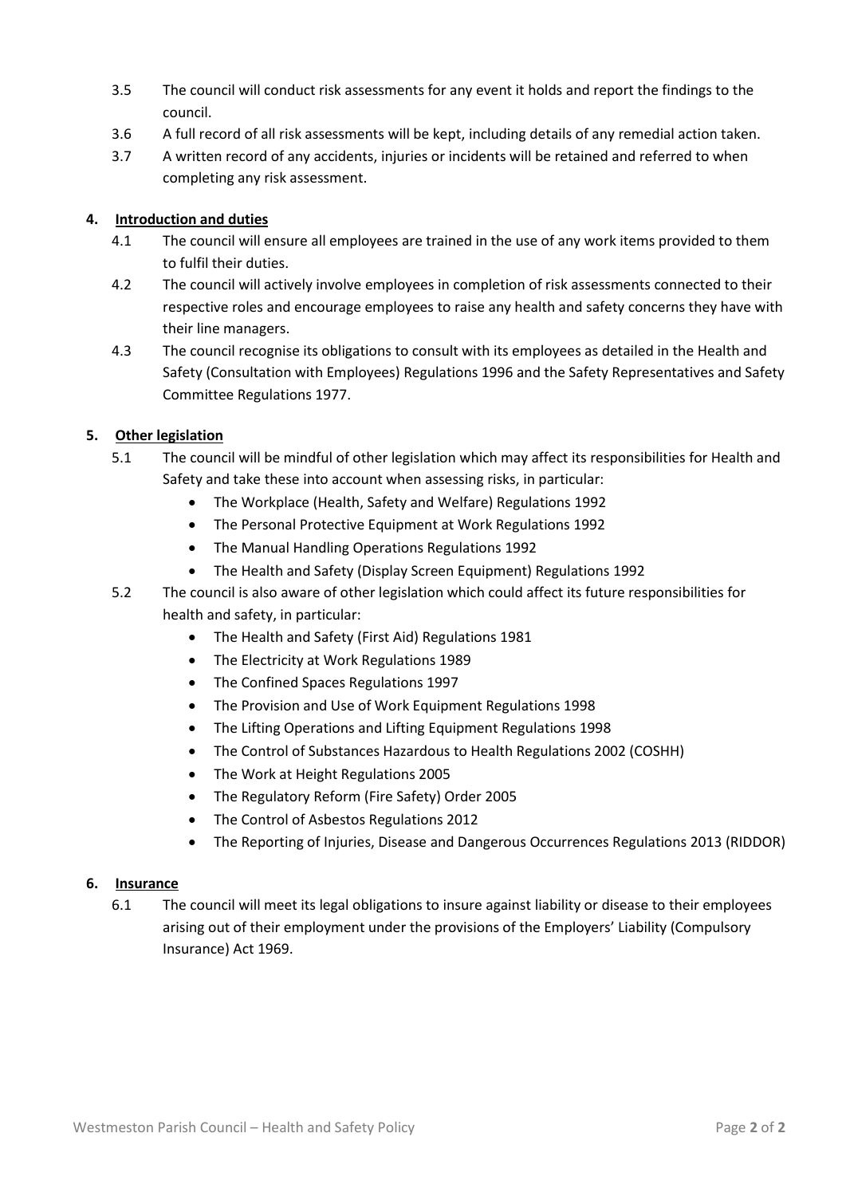3.5 The council will conduct risk assessments for any event it holds and report the findings to the council.

3.6 A full record of all risk assessments will be kept, including details of any remedial action taken.

3.7 A written record of any accidents, injuries or incidents will be retained and referred to when completing any risk assessment.

## 4. Introduction and duties

4.1 The council will ensure all employees are trained in the use of any work items provided to them to fulfil their duties.

4.2 The council will actively involve employees in completion of risk assessments connected to their respective roles and encourage employees to raise any health and safety concerns they have with their line managers.

4.3 The council recognise its obligations to consult with its employees as detailed in the Health and Safety (Consultation with Employees) Regulations 1996 and the Safety Representatives and Safety Committee Regulations 1977.

## 5. Other legislation

5.1 The council will be mindful of other legislation which may affect its responsibilities for Health and Safety and take these into account when assessing risks, in particular:

- The Workplace (Health, Safety and Welfare) Regulations 1992
- The Personal Protective Equipment at Work Regulations 1992
- The Manual Handling Operations Regulations 1992
- The Health and Safety (Display Screen Equipment) Regulations 1992

5.2 The council is also aware of other legislation which could affect its future responsibilities for health and safety, in particular:

- The Health and Safety (First Aid) Regulations 1981
- The Electricity at Work Regulations 1989
- The Confined Spaces Regulations 1997
- The Provision and Use of Work Equipment Regulations 1998
- The Lifting Operations and Lifting Equipment Regulations 1998
- The Control of Substances Hazardous to Health Regulations 2002 (COSHH)
- The Work at Height Regulations 2005
- The Regulatory Reform (Fire Safety) Order 2005
- The Control of Asbestos Regulations 2012
- The Reporting of Injuries, Disease and Dangerous Occurrences Regulations 2013 (RIDDOR)

## 6. Insurance

6.1 The council will meet its legal obligations to insure against liability or disease to their employees arising out of their employment under the provisions of the Employers' Liability (Compulsory Insurance) Act 1969.